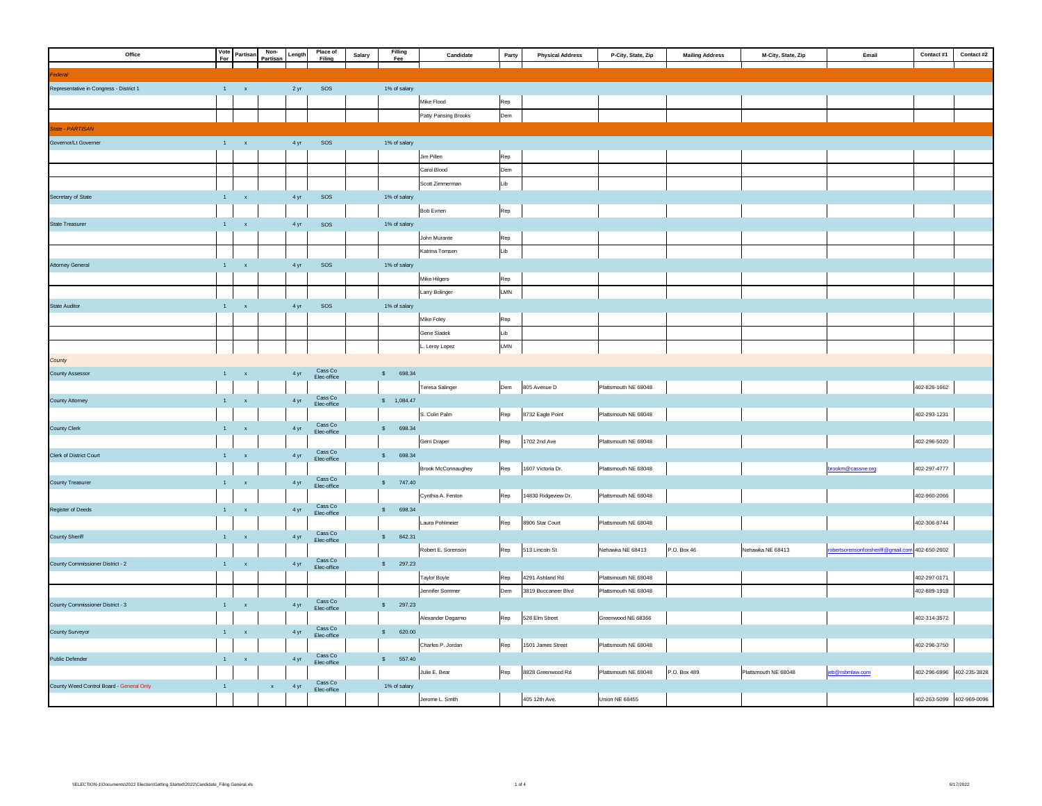| Office | Vote For | Partisan | Non-Partisan | Length | Place of Filing | Salary | Filling Fee | Candidate | Party | Physical Address | P-City, State, Zip | Mailing Address | M-City, State, Zip | Email | Contact #1 | Contact #2 |
|---|---|---|---|---|---|---|---|---|---|---|---|---|---|---|---|---|
| *Federal* | | | | | | | | | | | | | | | | |
| Representative in Congress - District 1 | 1 | x | | 2 yr | SOS | | 1% of salary | | | | | | | | | |
| | | | | | | | | Mike Flood | Rep | | | | | | | |
| | | | | | | | | Patty Pansing Brooks | Dem | | | | | | | |
| *State - PARTISAN* | | | | | | | | | | | | | | | | |
| Governor/Lt Governer | 1 | x | | 4 yr | SOS | | 1% of salary | | | | | | | | | |
| | | | | | | | | Jim Pillen | Rep | | | | | | | |
| | | | | | | | | Carol Blood | Dem | | | | | | | |
| | | | | | | | | Scott Zimmerman | Lib | | | | | | | |
| Secretary of State | 1 | x | | 4 yr | SOS | | 1% of salary | | | | | | | | | |
| | | | | | | | | Bob Evnen | Rep | | | | | | | |
| State Treasurer | 1 | x | | 4 yr | SOS | | 1% of salary | | | | | | | | | |
| | | | | | | | | John Murante | Rep | | | | | | | |
| | | | | | | | | Katrina Tomsen | Lib | | | | | | | |
| Attorney General | 1 | x | | 4 yr | SOS | | 1% of salary | | | | | | | | | |
| | | | | | | | | Mike Hilgers | Rep | | | | | | | |
| | | | | | | | | Larry Bolinger | LMN | | | | | | | |
| State Auditor | 1 | x | | 4 yr | SOS | | 1% of salary | | | | | | | | | |
| | | | | | | | | Mike Foley | Rep | | | | | | | |
| | | | | | | | | Gene Siadek | Lib | | | | | | | |
| | | | | | | | | L. Leroy Lopez | LMN | | | | | | | |
| *County* | | | | | | | | | | | | | | | | |
| County Assessor | 1 | x | | 4 yr | Cass Co Elec-office | | $ 698.34 | | | | | | | | | |
| | | | | | | | | Teresa Salinger | Dem | 805 Avenue D | Plattsmouth NE 68048 | | | | 402-826-1662 | |
| County Attorney | 1 | x | | 4 yr | Cass Co Elec-office | | $ 1,084.47 | | | | | | | | | |
| | | | | | | | | S. Colin Palm | Rep | 8732 Eagle Point | Plattsmouth NE 68048 | | | | 402-293-1231 | |
| County Clerk | 1 | x | | 4 yr | Cass Co Elec-office | | $ 698.34 | | | | | | | | | |
| | | | | | | | | Gerri Draper | Rep | 1702 2nd Ave | Plattsmouth NE 68048 | | | | 402-296-5020 | |
| Clerk of District Court | 1 | x | | 4 yr | Cass Co Elec-office | | $ 698.34 | | | | | | | | | |
| | | | | | | | | Brook McConnaughey | Rep | 1607 Victoria Dr. | Plattsmouth NE 68048 | | | brookm@cassne.org | 402-297-4777 | |
| County Treasurer | 1 | x | | 4 yr | Cass Co Elec-office | | $ 747.40 | | | | | | | | | |
| | | | | | | | | Cynthia A. Fenton | Rep | 14830 Ridgeview Dr. | Plattsmouth NE 68048 | | | | 402-960-2066 | |
| Register of Deeds | 1 | x | | 4 yr | Cass Co Elec-office | | $ 698.34 | | | | | | | | | |
| | | | | | | | | Laura Pohlmeier | Rep | 8906 Star Court | Plattsmouth NE 68048 | | | | 402-306-8744 | |
| County Sheriff | 1 | x | | 4 yr | Cass Co Elec-office | | $ 842.31 | | | | | | | | | |
| | | | | | | | | Robert E. Sorenson | Rep | 513 Lincoln St | Nehawka NE 68413 | P.O. Box 46 | Nehawka NE 68413 | robertsorensonforsheriff@gmail.com | 402-650-2602 | |
| County Commissioner District - 2 | 1 | x | | 4 yr | Cass Co Elec-office | | $ 297.23 | | | | | | | | | |
| | | | | | | | | Taylor Boyle | Rep | 4291 Ashland Rd | Plattsmouth NE 68048 | | | | 402-297-0171 | |
| | | | | | | | | Jennifer Sommer | Dem | 3819 Buccaneer Blvd | Plattsmouth NE 68048 | | | | 402-889-1918 | |
| County Commissioner District - 3 | 1 | x | | 4 yr | Cass Co Elec-office | | $ 297.23 | | | | | | | | | |
| | | | | | | | | Alexander Degarmo | Rep | 528 Elm Street | Greenwood NE 68366 | | | | 402-314-3572 | |
| County Surveyor | 1 | x | | 4 yr | Cass Co Elec-office | | $ 620.00 | | | | | | | | | |
| | | | | | | | | Charles P. Jordan | Rep | 1501 James Street | Plattsmouth NE 68048 | | | | 402-296-3750 | |
| Public Defender | 1 | x | | 4 yr | Cass Co Elec-office | | $ 557.40 | | | | | | | | | |
| | | | | | | | | Julie E. Bear | Rep | 8828 Greenwood Rd | Plattsmouth NE 68048 | P.O. Box 489 | Plattsmouth NE 68048 | jeb@rsbmlaw.com | 402-296-6996 | 402-235-3828 |
| County Weed Control Board - General Only | 1 | | x | 4 yr | Cass Co Elec-office | | 1% of salary | | | | | | | | | |
| | | | | | | | | Jerome L. Smith | | 405 12th Ave. | Union NE 68455 | | | | 402-263-5099 | 402-969-0096 |

\\ELECTION-1\Documents\2022 Election\Getting Started\2022\Candidate_Filing General.xls

6/17/2022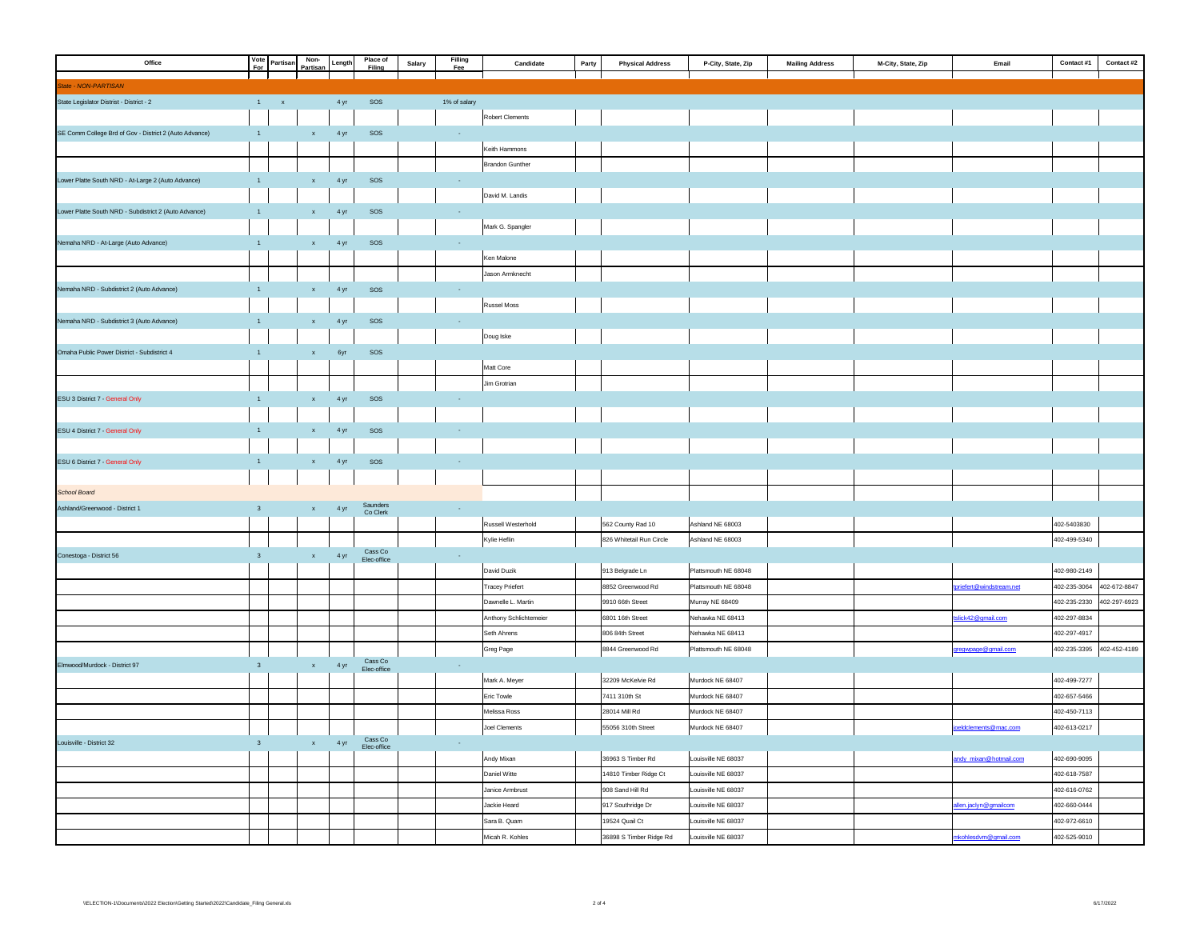| Office | Vote For | Partisan | Non-Partisan | Length | Place of Filing | Salary | Filling Fee | Candidate | Party | Physical Address | P-City, State, Zip | Mailing Address | M-City, State, Zip | Email | Contact #1 | Contact #2 |
|---|---|---|---|---|---|---|---|---|---|---|---|---|---|---|---|---|
| *State - NON-PARTISAN* | | | | | | | | | | | | | | | | |
| State Legislator District - District - 2 | 1 | x | | 4 yr | SOS | | 1% of salary | | | | | | | | | |
| | | | | | | | | Robert Clements | | | | | | | | |
| SE Comm College Brd of Gov - District 2 (Auto Advance) | 1 | | x | 4 yr | SOS | | - | | | | | | | | | |
| | | | | | | | | Keith Hammons | | | | | | | | |
| | | | | | | | | Brandon Gunther | | | | | | | | |
| Lower Platte South NRD - At-Large 2 (Auto Advance) | 1 | | x | 4 yr | SOS | | - | | | | | | | | | |
| | | | | | | | | David M. Landis | | | | | | | | |
| Lower Platte South NRD - Subdistrict 2 (Auto Advance) | 1 | | x | 4 yr | SOS | | - | | | | | | | | | |
| | | | | | | | | Mark G. Spangler | | | | | | | | |
| Nemaha NRD - At-Large (Auto Advance) | 1 | | x | 4 yr | SOS | | - | | | | | | | | | |
| | | | | | | | | Ken Malone | | | | | | | | |
| | | | | | | | | Jason Armknecht | | | | | | | | |
| Nemaha NRD - Subdistrict 2 (Auto Advance) | 1 | | x | 4 yr | SOS | | - | | | | | | | | | |
| | | | | | | | | Russel Moss | | | | | | | | |
| Nemaha NRD - Subdistrict 3 (Auto Advance) | 1 | | x | 4 yr | SOS | | - | | | | | | | | | |
| | | | | | | | | Doug Iske | | | | | | | | |
| Omaha Public Power District - Subdistrict 4 | 1 | | x | 6yr | SOS | | | | | | | | | | | |
| | | | | | | | | Matt Core | | | | | | | | |
| | | | | | | | | Jim Grotrian | | | | | | | | |
| ESU 3 District 7 - General Only | 1 | | x | 4 yr | SOS | | - | | | | | | | | | |
| | | | | | | | | | | | | | | | | |
| ESU 4 District 7 - General Only | 1 | | x | 4 yr | SOS | | - | | | | | | | | | |
| | | | | | | | | | | | | | | | | |
| ESU 6 District 7 - General Only | 1 | | x | 4 yr | SOS | | - | | | | | | | | | |
| | | | | | | | | | | | | | | | | |
| *School Board* | | | | | | | | | | | | | | | | |
| Ashland/Greenwood - District 1 | 3 | | x | 4 yr | Saunders Co Clerk | | - | | | | | | | | | |
| | | | | | | | | Russell Westerhold | | 562 County Rad 10 | Ashland NE 68003 | | | | 402-5403830 | |
| | | | | | | | | Kylie Heflin | | 826 Whitetail Run Circle | Ashland NE 68003 | | | | 402-499-5340 | |
| Conestoga - District 56 | 3 | | x | 4 yr | Cass Co Elec-office | | - | | | | | | | | | |
| | | | | | | | | David Duzik | | 913 Belgrade Ln | Plattsmouth NE 68048 | | | | 402-980-2149 | |
| | | | | | | | | Tracey Priefert | | 8852 Greenwood Rd | Plattsmouth NE 68048 | | | tpriefert@windstream.net | 402-235-3064 | 402-672-8847 |
| | | | | | | | | Dawnelle L. Martin | | 9910 66th Street | Murray NE 68409 | | | | 402-235-2330 | 402-297-6923 |
| | | | | | | | | Anthony Schlichtemeier | | 6801 16th Street | Nehawka NE 68413 | | | tslick42@gmail.com | 402-297-8834 | |
| | | | | | | | | Seth Ahrens | | 806 84th Street | Nehawka NE 68413 | | | | 402-297-4917 | |
| | | | | | | | | Greg Page | | 8844 Greenwood Rd | Plattsmouth NE 68048 | | | gregwpage@gmail.com | 402-235-3395 | 402-452-4189 |
| Elmwood/Murdock - District 97 | 3 | | x | 4 yr | Cass Co Elec-office | | - | | | | | | | | | |
| | | | | | | | | Mark A. Meyer | | 32209 McKelvie Rd | Murdock NE 68407 | | | | 402-499-7277 | |
| | | | | | | | | Eric Towle | | 7411 310th St | Murdock NE 68407 | | | | 402-657-5466 | |
| | | | | | | | | Melissa Ross | | 28014 Mill Rd | Murdock NE 68407 | | | | 402-450-7113 | |
| | | | | | | | | Joel Clements | | 55056 310th Street | Murdock NE 68407 | | | joeldclements@mac.com | 402-613-0217 | |
| Louisville - District 32 | 3 | | x | 4 yr | Cass Co Elec-office | | - | | | | | | | | | |
| | | | | | | | | Andy Mixan | | 36963 S Timber Rd | Louisville NE 68037 | | | andy_mixan@hotmail.com | 402-690-9095 | |
| | | | | | | | | Daniel Witte | | 14810 Timber Ridge Ct | Louisville NE 68037 | | | | 402-618-7587 | |
| | | | | | | | | Janice Armbrust | | 908 Sand Hill Rd | Louisville NE 68037 | | | | 402-616-0762 | |
| | | | | | | | | Jackie Heard | | 917 Southridge Dr | Louisville NE 68037 | | | allen.jaclyn@gmailcom | 402-660-0444 | |
| | | | | | | | | Sara B. Quam | | 19524 Quail Ct | Louisville NE 68037 | | | | 402-972-6610 | |
| | | | | | | | | Micah R. Kohles | | 36898 S Timber Ridge Rd | Louisville NE 68037 | | | mkohlesdvm@gmail.com | 402-525-9010 | |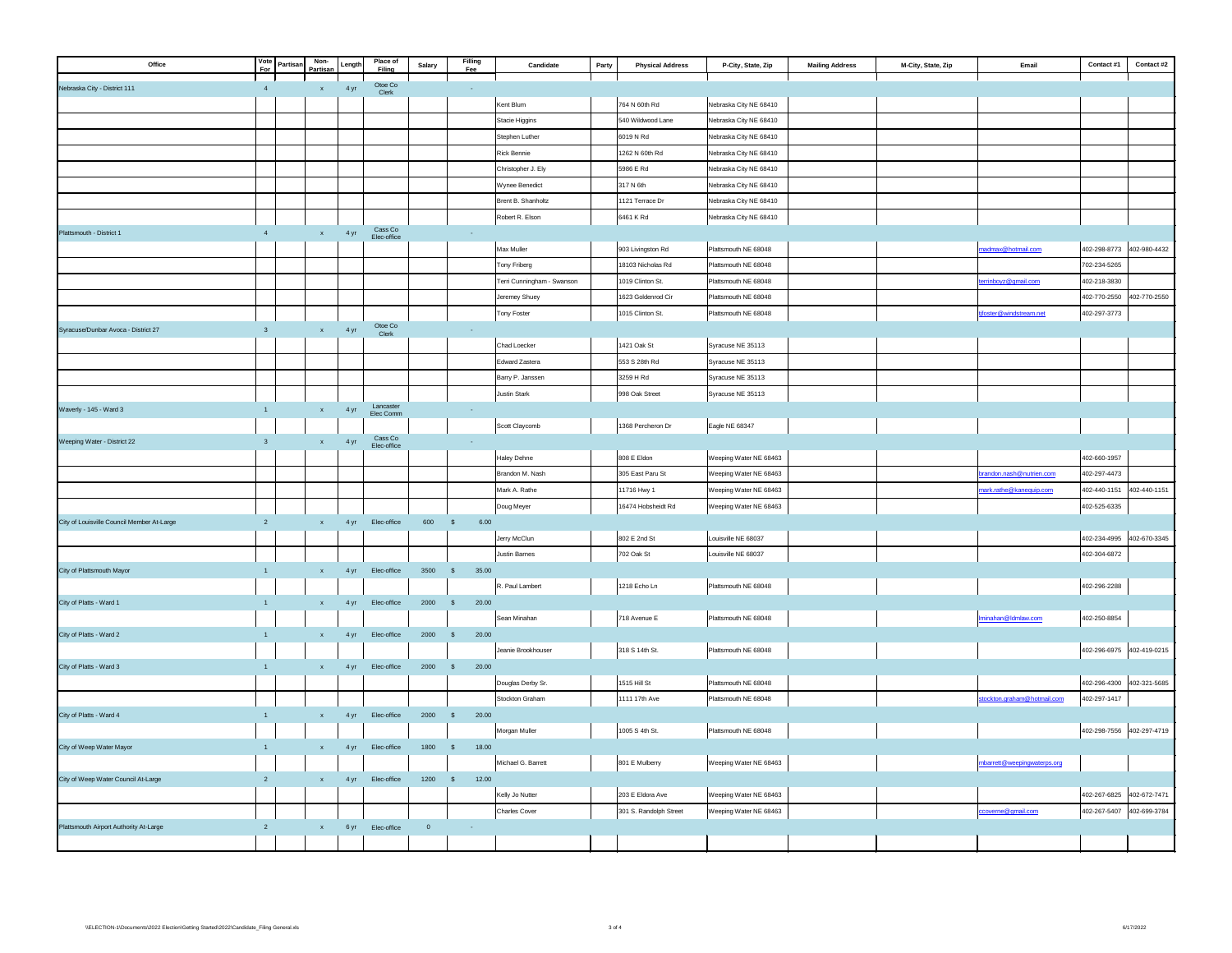| Office | Vote For | Partisan | Non-Partisan | Length | Place of Filing | Salary | Filing Fee | Candidate | Party | Physical Address | P-City, State, Zip | Mailing Address | M-City, State, Zip | Email | Contact #1 | Contact #2 |
|---|---|---|---|---|---|---|---|---|---|---|---|---|---|---|---|---|
| Nebraska City - District 111 | 4 | | x | 4 yr | Otoe Co Clerk | | - | | | | | | | | | |
| | | | | | | | | Kent Blum | | 764 N 60th Rd | Nebraska City NE 68410 | | | | | |
| | | | | | | | | Stacie Higgins | | 540 Wildwood Lane | Nebraska City NE 68410 | | | | | |
| | | | | | | | | Stephen Luther | | 6019 N Rd | Nebraska City NE 68410 | | | | | |
| | | | | | | | | Rick Bennie | | 1262 N 60th Rd | Nebraska City NE 68410 | | | | | |
| | | | | | | | | Christopher J. Ely | | 5986 E Rd | Nebraska City NE 68410 | | | | | |
| | | | | | | | | Wynee Benedict | | 317 N 6th | Nebraska City NE 68410 | | | | | |
| | | | | | | | | Brent B. Shanholtz | | 1121 Terrace Dr | Nebraska City NE 68410 | | | | | |
| | | | | | | | | Robert R. Elson | | 6461 K Rd | Nebraska City NE 68410 | | | | | |
| Plattsmouth - District 1 | 4 | | x | 4 yr | Cass Co Elec-office | | - | | | | | | | | | |
| | | | | | | | | Max Muller | | 903 Livingston Rd | Plattsmouth NE 68048 | | | madmax@hotmail.com | 402-298-8773 | 402-980-4432 |
| | | | | | | | | Tony Friberg | | 18103 Nicholas Rd | Plattsmouth NE 68048 | | | | 702-234-5265 | |
| | | | | | | | | Terri Cunningham - Swanson | | 1019 Clinton St. | Plattsmouth NE 68048 | | | terrinboyz@gmail.com | 402-218-3830 | |
| | | | | | | | | Jeremey Shuey | | 1623 Goldenrod Cir | Plattsmouth NE 68048 | | | | 402-770-2550 | 402-770-2550 |
| | | | | | | | | Tony Foster | | 1015 Clinton St. | Plattsmouth NE 68048 | | | tjfoster@windstream.net | 402-297-3773 | |
| Syracuse/Dunbar Avoca - District 27 | 3 | | x | 4 yr | Otoe Co Clerk | | - | | | | | | | | | |
| | | | | | | | | Chad Loecker | | 1421 Oak St | Syracuse NE 35113 | | | | | |
| | | | | | | | | Edward Zastera | | 553 S 28th Rd | Syracuse NE 35113 | | | | | |
| | | | | | | | | Barry P. Janssen | | 3259 H Rd | Syracuse NE 35113 | | | | | |
| | | | | | | | | Justin Stark | | 998 Oak Street | Syracuse NE 35113 | | | | | |
| Waverly - 145 - Ward 3 | 1 | | x | 4 yr | Lancaster Elec Comm | | - | | | | | | | | | |
| | | | | | | | | Scott Claycomb | | 1368 Percheron Dr | Eagle NE 68347 | | | | | |
| Weeping Water - District 22 | 3 | | x | 4 yr | Cass Co Elec-office | | - | | | | | | | | | |
| | | | | | | | | Haley Dehne | | 808 E Eldon | Weeping Water NE 68463 | | | | 402-660-1957 | |
| | | | | | | | | Brandon M. Nash | | 305 East Paru St | Weeping Water NE 68463 | | | brandon.nash@nutrien.com | 402-297-4473 | |
| | | | | | | | | Mark A. Rathe | | 11716 Hwy 1 | Weeping Water NE 68463 | | | mark.rathe@kanequip.com | 402-440-1151 | 402-440-1151 |
| | | | | | | | | Doug Meyer | | 16474 Hobsheidt Rd | Weeping Water NE 68463 | | | | 402-525-6335 | |
| City of Louisville Council Member At-Large | 2 | | x | 4 yr | Elec-office | 600 | $ 6.00 | | | | | | | | | |
| | | | | | | | | Jerry McClun | | 802 E 2nd St | Louisville NE 68037 | | | | 402-234-4995 | 402-670-3345 |
| | | | | | | | | Justin Barnes | | 702 Oak St | Louisville NE 68037 | | | | 402-304-6872 | |
| City of Plattsmouth Mayor | 1 | | x | 4 yr | Elec-office | 3500 | $ 35.00 | | | | | | | | | |
| | | | | | | | | R. Paul Lambert | | 1218 Echo Ln | Plattsmouth NE 68048 | | | | 402-296-2288 | |
| City of Platts - Ward 1 | 1 | | x | 4 yr | Elec-office | 2000 | $ 20.00 | | | | | | | | | |
| | | | | | | | | Sean Minahan | | 718 Avenue E | Plattsmouth NE 68048 | | | lminahan@ldmlaw.com | 402-250-8854 | |
| City of Platts - Ward 2 | 1 | | x | 4 yr | Elec-office | 2000 | $ 20.00 | | | | | | | | | |
| | | | | | | | | Jeanie Brookhouser | | 318 S 14th St. | Plattsmouth NE 68048 | | | | 402-296-6975 | 402-419-0215 |
| City of Platts - Ward 3 | 1 | | x | 4 yr | Elec-office | 2000 | $ 20.00 | | | | | | | | | |
| | | | | | | | | Douglas Derby Sr. | | 1515 Hill St | Plattsmouth NE 68048 | | | | 402-296-4300 | 402-321-5685 |
| | | | | | | | | Stockton Graham | | 1111 17th Ave | Plattsmouth NE 68048 | | | stockton.graham@hotmail.com | 402-297-1417 | |
| City of Platts - Ward 4 | 1 | | x | 4 yr | Elec-office | 2000 | $ 20.00 | | | | | | | | | |
| | | | | | | | | Morgan Muller | | 1005 S 4th St. | Plattsmouth NE 68048 | | | | 402-298-7556 | 402-297-4719 |
| City of Weep Water Mayor | 1 | | x | 4 yr | Elec-office | 1800 | $ 18.00 | | | | | | | | | |
| | | | | | | | | Michael G. Barrett | | 801 E Mulberry | Weeping Water NE 68463 | | | mbarrett@weepingwaterps.org | | |
| City of Weep Water Council At-Large | 2 | | x | 4 yr | Elec-office | 1200 | $ 12.00 | | | | | | | | | |
| | | | | | | | | Kelly Jo Nutter | | 203 E Eldora Ave | Weeping Water NE 68463 | | | | 402-267-6825 | 402-672-7471 |
| | | | | | | | | Charles Cover | | 301 S. Randolph Street | Weeping Water NE 68463 | | | ccoverne@gmail.com | 402-267-5407 | 402-699-3784 |
| Plattsmouth Airport Authority At-Large | 2 | | x | 6 yr | Elec-office | 0 | - | | | | | | | | | |
| | | | | | | | | | | | | | | | | |

\\ELECTION-1\Documents\2022 Election\Getting Started\2022\Candidate_Filing General.xls

6/17/2022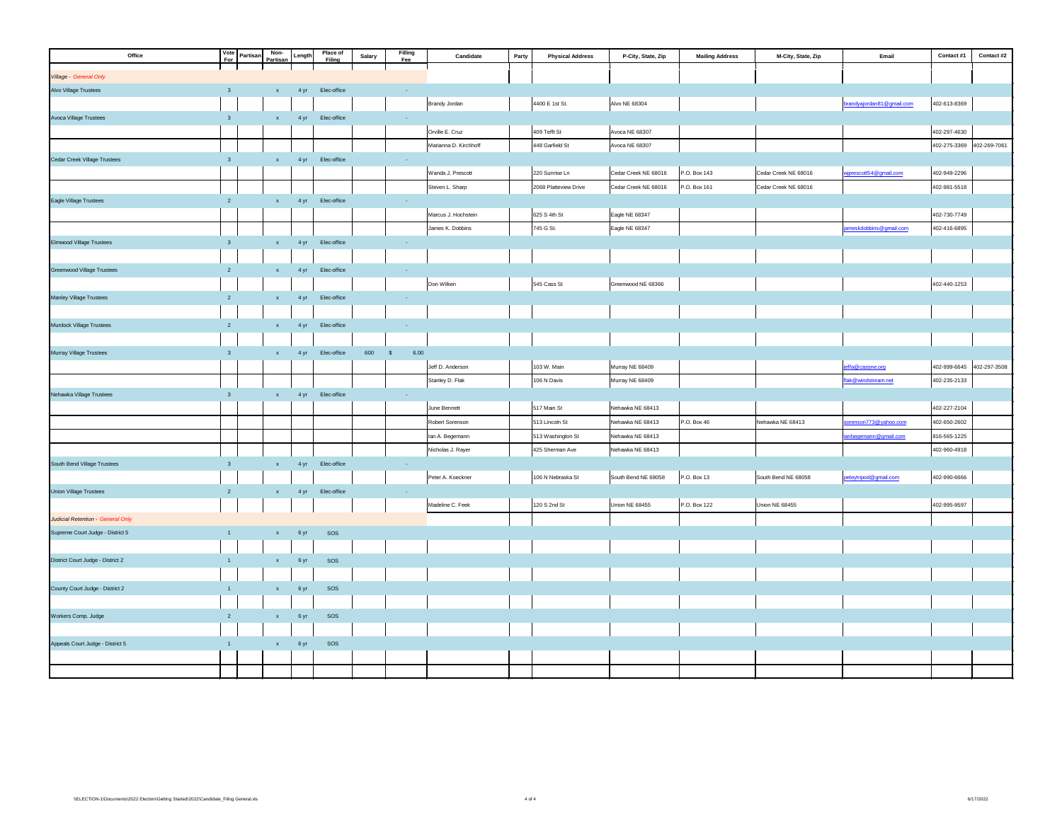| Office | Vote For | Partisan | Non-Partisan | Length | Place of Filing | Salary | Filing Fee | Candidate | Party | Physical Address | P-City, State, Zip | Mailing Address | M-City, State, Zip | Email | Contact #1 | Contact #2 |
|---|---|---|---|---|---|---|---|---|---|---|---|---|---|---|---|---|
| *Village - General Only* | | | | | | | | | | | | | | | | |
| Alvo Village Trustees | 3 | | x | 4 yr | Elec-office | | - | | | | | | | | | |
| | | | | | | | | Brandy Jordan | | 4400 E 1st St. | Alvo NE 68304 | | | brandyajordan81@gmail.com | 402-613-8369 | |
| Avoca Village Trustees | 3 | | x | 4 yr | Elec-office | | - | | | | | | | | | |
| | | | | | | | | Orville E. Cruz | | 409 Tefft St | Avoca NE 68307 | | | | 402-297-4630 | |
| | | | | | | | | Marianna D. Kirchhoff | | 448 Garfield St | Avoca NE 68307 | | | | 402-275-3369 | 402-269-7061 |
| Cedar Creek Village Trustees | 3 | | x | 4 yr | Elec-office | | - | | | | | | | | | |
| | | | | | | | | Wanda J. Prescott | | 220 Sunrise Ln | Cedar Creek NE 68016 | P.O. Box 143 | Cedar Creek NE 68016 | wjprescott54@gmail.com | 402-949-2296 | |
| | | | | | | | | Steven L. Sharp | | 2068 Platteview Drive | Cedar Creek NE 68016 | P.O. Box 161 | Cedar Creek NE 68016 | | 402-981-5518 | |
| Eagle Village Trustees | 2 | | x | 4 yr | Elec-office | | - | | | | | | | | | |
| | | | | | | | | Marcus J. Hochstein | | 625 S 4th St | Eagle NE 68347 | | | | 402-730-7749 | |
| | | | | | | | | James K. Dobbins | | 745 G St. | Eagle NE 68347 | | | jameskdobbins@gmail.com | 402-416-6895 | |
| Elmwood Village Trustees | 3 | | x | 4 yr | Elec-office | | - | | | | | | | | | |
| | | | | | | | | | | | | | | | | |
| Greenwood Village Trustees | 2 | | x | 4 yr | Elec-office | | - | | | | | | | | | |
| | | | | | | | | Don Wilken | | 545 Cass St | Greenwood NE 68366 | | | | 402-440-1253 | |
| Manley Village Trustees | 2 | | x | 4 yr | Elec-office | | - | | | | | | | | | |
| | | | | | | | | | | | | | | | | |
| Murdock Village Trustees | 2 | | x | 4 yr | Elec-office | | - | | | | | | | | | |
| | | | | | | | | | | | | | | | | |
| Murray Village Trustees | 3 | | x | 4 yr | Elec-office | 600 | $ 6.00 | | | | | | | | | |
| | | | | | | | | Jeff D. Anderson | | 103 W. Main | Murray NE 68409 | | | jeffa@cassne.org | 402-999-6645 | 402-297-3508 |
| | | | | | | | | Stanley D. Flak | | 106 N Davis | Murray NE 68409 | | | flak@windstream.net | 402-235-2133 | |
| Nehawka Village Trustees | 3 | | x | 4 yr | Elec-office | | - | | | | | | | | | |
| | | | | | | | | June Bennett | | 517 Main St | Nehawka NE 68413 | | | | 402-227-2104 | |
| | | | | | | | | Robert Sorenson | | 513 Lincoln St | Nehawka NE 68413 | P.O. Box 46 | Nehawka NE 68413 | sorenson773@yahoo.com | 402-650-2602 | |
| | | | | | | | | Ian A. Begemann | | 513 Washington St | Nehawka NE 68413 | | | ianbegemann@gmail.com | 816-565-1225 | |
| | | | | | | | | Nicholas J. Rayer | | 425 Sherman Ave | Nehawka NE 68413 | | | | 402-960-4918 | |
| South Bend Village Trustees | 3 | | x | 4 yr | Elec-office | | - | | | | | | | | | |
| | | | | | | | | Peter A. Koeckner | | 106 N Nebraska St | South Bend NE 68058 | P.O. Box 13 | South Bend NE 68058 | peteytripod@gmail.com | 402-990-6666 | |
| Union Village Trustees | 2 | | x | 4 yr | Elec-office | | - | | | | | | | | | |
| | | | | | | | | Madeline C. Feek | | 120 S 2nd St | Union NE 68455 | P.O. Box 122 | Union NE 68455 | | 402-995-9597 | |
| *Judicial Retention - General Only* | | | | | | | | | | | | | | | | |
| Supreme Court Judge - District 5 | 1 | | x | 6 yr | SOS | | | | | | | | | | | |
| | | | | | | | | | | | | | | | | |
| District Court Judge - District 2 | 1 | | x | 6 yr | SOS | | | | | | | | | | | |
| | | | | | | | | | | | | | | | | |
| County Court Judge - District 2 | 1 | | x | 6 yr | SOS | | | | | | | | | | | |
| | | | | | | | | | | | | | | | | |
| Workers Comp. Judge | 2 | | x | 6 yr | SOS | | | | | | | | | | | |
| | | | | | | | | | | | | | | | | |
| Appeals Court Judge - District 5 | 1 | | x | 6 yr | SOS | | | | | | | | | | | |
| | | | | | | | | | | | | | | | | |
| | | | | | | | | | | | | | | | | |

\\ELECTION-1\Documents\2022 Election\Getting Started\2022\Candidate_Filing General.xls

6/17/2022